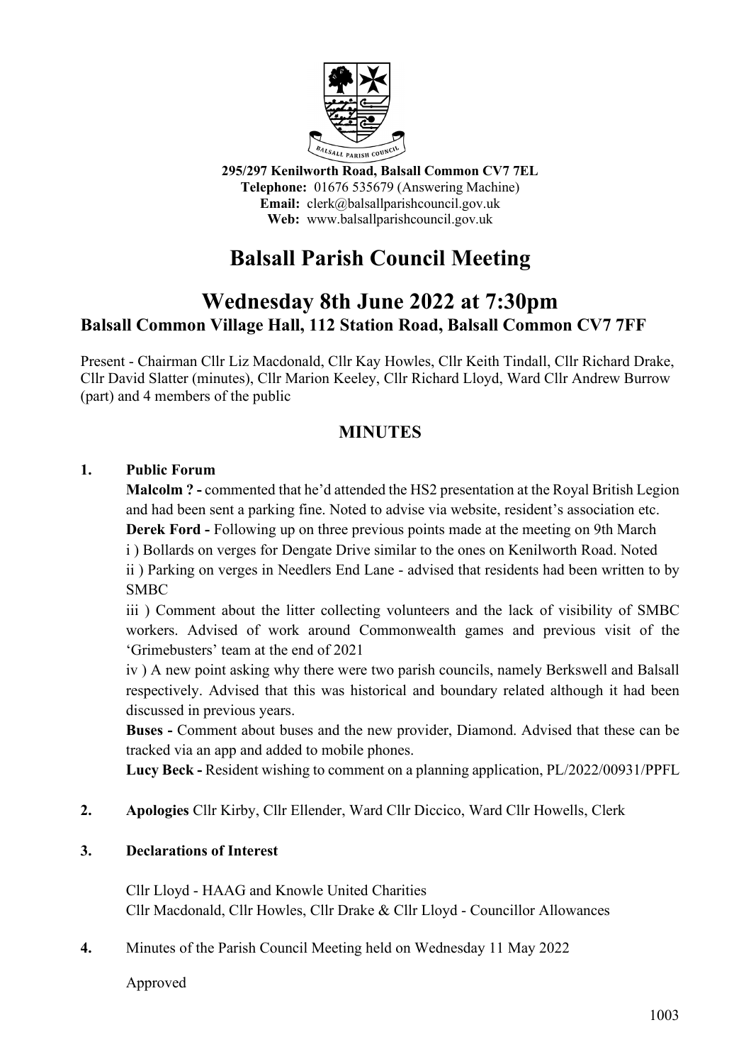295/297 Kenilworth Road, Balsall Common CV7 7EL
**Telephone:** 01676 535679 (Answering Machine)
**Email:** clerk@balsallparishcouncil.gov.uk
**Web:** www.balsallparishcouncil.gov.uk

# Balsall Parish Council Meeting

## Wednesday 8th June 2022 at 7:30pm

### Balsall Common Village Hall, 112 Station Road, Balsall Common CV7 7FF

Present - Chairman Cllr Liz Macdonald, Cllr Kay Howles, Cllr Keith Tindall, Cllr Richard Drake, Cllr David Slatter (minutes), Cllr Marion Keeley, Cllr Richard Lloyd, Ward Cllr Andrew Burrow (part) and 4 members of the public

## MINUTES

**1. Public Forum**

**Malcolm ? -** commented that he'd attended the HS2 presentation at the Royal British Legion and had been sent a parking fine. Noted to advise via website, resident's association etc.

**Derek Ford -** Following up on three previous points made at the meeting on 9th March

i ) Bollards on verges for Dengate Drive similar to the ones on Kenilworth Road. Noted

ii ) Parking on verges in Needlers End Lane - advised that residents had been written to by SMBC

iii ) Comment about the litter collecting volunteers and the lack of visibility of SMBC workers. Advised of work around Commonwealth games and previous visit of the 'Grimebusters' team at the end of 2021

iv ) A new point asking why there were two parish councils, namely Berkswell and Balsall respectively. Advised that this was historical and boundary related although it had been discussed in previous years.

**Buses -** Comment about buses and the new provider, Diamond. Advised that these can be tracked via an app and added to mobile phones.

**Lucy Beck -** Resident wishing to comment on a planning application, PL/2022/00931/PPFL

**2. Apologies** Cllr Kirby, Cllr Ellender, Ward Cllr Diccico, Ward Cllr Howells, Clerk

**3. Declarations of Interest**

Cllr Lloyd - HAAG and Knowle United Charities
Cllr Macdonald, Cllr Howles, Cllr Drake & Cllr Lloyd - Councillor Allowances

**4.** Minutes of the Parish Council Meeting held on Wednesday 11 May 2022

Approved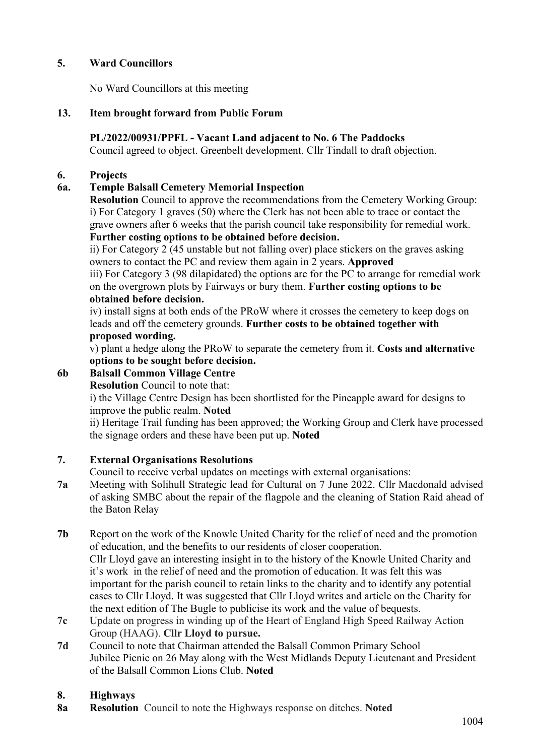**5. Ward Councillors**

No Ward Councillors at this meeting

**13. Item brought forward from Public Forum**

**PL/2022/00931/PPFL - Vacant Land adjacent to No. 6 The Paddocks**
Council agreed to object. Greenbelt development. Cllr Tindall to draft objection.

**6. Projects**

**6a. Temple Balsall Cemetery Memorial Inspection**

**Resolution** Council to approve the recommendations from the Cemetery Working Group:
i) For Category 1 graves (50) where the Clerk has not been able to trace or contact the grave owners after 6 weeks that the parish council take responsibility for remedial work. **Further costing options to be obtained before decision.**
ii) For Category 2 (45 unstable but not falling over) place stickers on the graves asking owners to contact the PC and review them again in 2 years. **Approved**
iii) For Category 3 (98 dilapidated) the options are for the PC to arrange for remedial work on the overgrown plots by Fairways or bury them. **Further costing options to be obtained before decision.**
iv) install signs at both ends of the PRoW where it crosses the cemetery to keep dogs on leads and off the cemetery grounds. **Further costs to be obtained together with proposed wording.**
v) plant a hedge along the PRoW to separate the cemetery from it. **Costs and alternative options to be sought before decision.**

**6b Balsall Common Village Centre**

**Resolution** Council to note that:
i) the Village Centre Design has been shortlisted for the Pineapple award for designs to improve the public realm. **Noted**
ii) Heritage Trail funding has been approved; the Working Group and Clerk have processed the signage orders and these have been put up. **Noted**

**7. External Organisations Resolutions**

Council to receive verbal updates on meetings with external organisations:

**7a** Meeting with Solihull Strategic lead for Cultural on 7 June 2022. Cllr Macdonald advised of asking SMBC about the repair of the flagpole and the cleaning of Station Raid ahead of the Baton Relay

**7b** Report on the work of the Knowle United Charity for the relief of need and the promotion of education, and the benefits to our residents of closer cooperation.
Cllr Lloyd gave an interesting insight in to the history of the Knowle United Charity and it's work in the relief of need and the promotion of education. It was felt this was important for the parish council to retain links to the charity and to identify any potential cases to Cllr Lloyd. It was suggested that Cllr Lloyd writes and article on the Charity for the next edition of The Bugle to publicise its work and the value of bequests.

**7c** Update on progress in winding up of the Heart of England High Speed Railway Action Group (HAAG). **Cllr Lloyd to pursue.**

**7d** Council to note that Chairman attended the Balsall Common Primary School Jubilee Picnic on 26 May along with the West Midlands Deputy Lieutenant and President of the Balsall Common Lions Club. **Noted**

**8. Highways**

**8a Resolution** Council to note the Highways response on ditches. **Noted**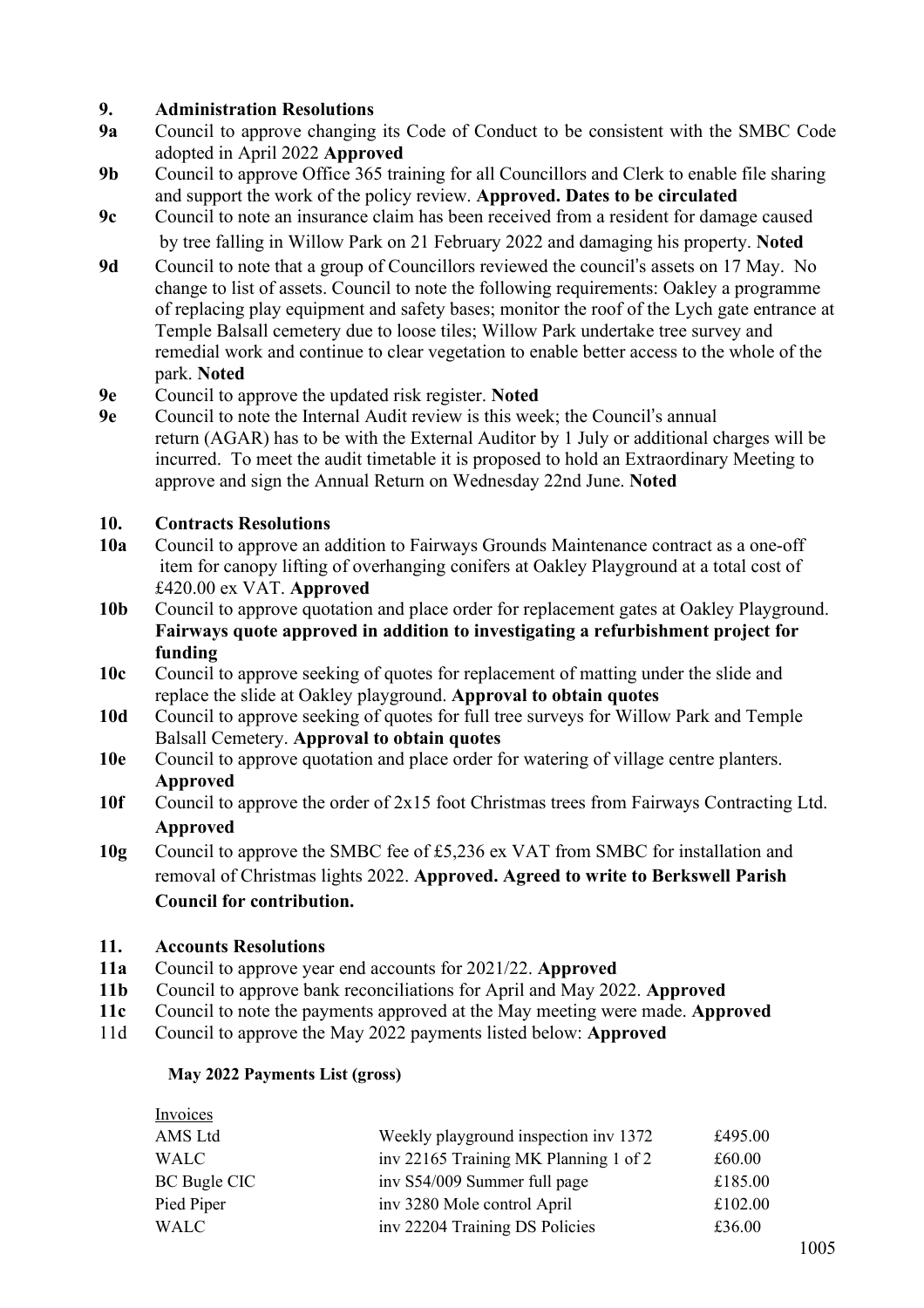## 9. Administration Resolutions

**9a** Council to approve changing its Code of Conduct to be consistent with the SMBC Code adopted in April 2022 **Approved**

**9b** Council to approve Office 365 training for all Councillors and Clerk to enable file sharing and support the work of the policy review. **Approved. Dates to be circulated**

**9c** Council to note an insurance claim has been received from a resident for damage caused by tree falling in Willow Park on 21 February 2022 and damaging his property. **Noted**

**9d** Council to note that a group of Councillors reviewed the council's assets on 17 May. No change to list of assets. Council to note the following requirements: Oakley a programme of replacing play equipment and safety bases; monitor the roof of the Lych gate entrance at Temple Balsall cemetery due to loose tiles; Willow Park undertake tree survey and remedial work and continue to clear vegetation to enable better access to the whole of the park. **Noted**

**9e** Council to approve the updated risk register. **Noted**

**9e** Council to note the Internal Audit review is this week; the Council's annual return (AGAR) has to be with the External Auditor by 1 July or additional charges will be incurred. To meet the audit timetable it is proposed to hold an Extraordinary Meeting to approve and sign the Annual Return on Wednesday 22nd June. **Noted**

## 10. Contracts Resolutions

**10a** Council to approve an addition to Fairways Grounds Maintenance contract as a one-off item for canopy lifting of overhanging conifers at Oakley Playground at a total cost of £420.00 ex VAT. **Approved**

**10b** Council to approve quotation and place order for replacement gates at Oakley Playground. **Fairways quote approved in addition to investigating a refurbishment project for funding**

**10c** Council to approve seeking of quotes for replacement of matting under the slide and replace the slide at Oakley playground. **Approval to obtain quotes**

**10d** Council to approve seeking of quotes for full tree surveys for Willow Park and Temple Balsall Cemetery. **Approval to obtain quotes**

**10e** Council to approve quotation and place order for watering of village centre planters. **Approved**

**10f** Council to approve the order of 2x15 foot Christmas trees from Fairways Contracting Ltd. **Approved**

**10g** Council to approve the SMBC fee of £5,236 ex VAT from SMBC for installation and removal of Christmas lights 2022. **Approved. Agreed to write to Berkswell Parish Council for contribution.**

## 11. Accounts Resolutions

**11a** Council to approve year end accounts for 2021/22. **Approved**

**11b** Council to approve bank reconciliations for April and May 2022. **Approved**

**11c** Council to note the payments approved at the May meeting were made. **Approved**

11d Council to approve the May 2022 payments listed below: **Approved**

**May 2022 Payments List (gross)**

| Invoices | | |
|---|---|---|
| AMS Ltd | Weekly playground inspection inv 1372 | £495.00 |
| WALC | inv 22165 Training MK Planning 1 of 2 | £60.00 |
| BC Bugle CIC | inv S54/009 Summer full page | £185.00 |
| Pied Piper | inv 3280 Mole control April | £102.00 |
| WALC | inv 22204 Training DS Policies | £36.00 |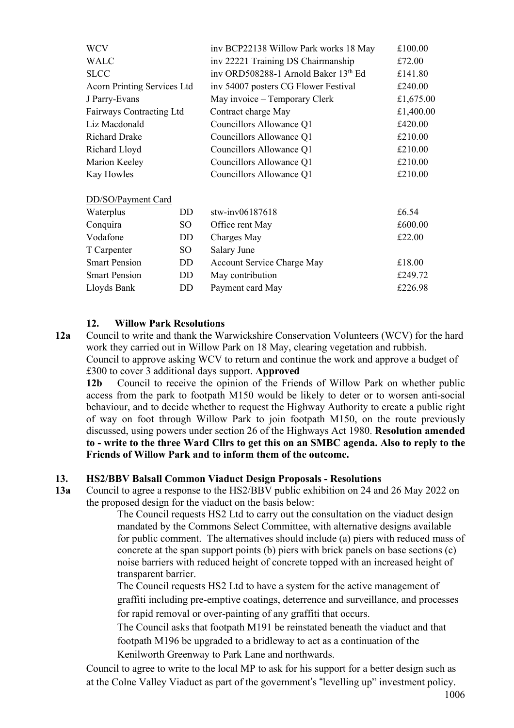| | | |
|---|---|---|
| WCV | inv BCP22138 Willow Park works 18 May | £100.00 |
| WALC | inv 22221 Training DS Chairmanship | £72.00 |
| SLCC | inv ORD508288-1 Arnold Baker 13th Ed | £141.80 |
| Acorn Printing Services Ltd | inv 54007 posters CG Flower Festival | £240.00 |
| J Parry-Evans | May invoice – Temporary Clerk | £1,675.00 |
| Fairways Contracting Ltd | Contract charge May | £1,400.00 |
| Liz Macdonald | Councillors Allowance Q1 | £420.00 |
| Richard Drake | Councillors Allowance Q1 | £210.00 |
| Richard Lloyd | Councillors Allowance Q1 | £210.00 |
| Marion Keeley | Councillors Allowance Q1 | £210.00 |
| Kay Howles | Councillors Allowance Q1 | £210.00 |

DD/SO/Payment Card

| | | | |
|---|---|---|---|
| Waterplus | DD | stw-inv06187618 | £6.54 |
| Conquira | SO | Office rent May | £600.00 |
| Vodafone | DD | Charges May | £22.00 |
| T Carpenter | SO | Salary June | |
| Smart Pension | DD | Account Service Charge May | £18.00 |
| Smart Pension | DD | May contribution | £249.72 |
| Lloyds Bank | DD | Payment card May | £226.98 |

**12. Willow Park Resolutions**

**12a** Council to write and thank the Warwickshire Conservation Volunteers (WCV) for the hard work they carried out in Willow Park on 18 May, clearing vegetation and rubbish. Council to approve asking WCV to return and continue the work and approve a budget of £300 to cover 3 additional days support. **Approved**

**12b** Council to receive the opinion of the Friends of Willow Park on whether public access from the park to footpath M150 would be likely to deter or to worsen anti-social behaviour, and to decide whether to request the Highway Authority to create a public right of way on foot through Willow Park to join footpath M150, on the route previously discussed, using powers under section 26 of the Highways Act 1980. **Resolution amended to - write to the three Ward Cllrs to get this on an SMBC agenda. Also to reply to the Friends of Willow Park and to inform them of the outcome.**

**13. HS2/BBV Balsall Common Viaduct Design Proposals - Resolutions**

**13a** Council to agree a response to the HS2/BBV public exhibition on 24 and 26 May 2022 on the proposed design for the viaduct on the basis below:

> The Council requests HS2 Ltd to carry out the consultation on the viaduct design mandated by the Commons Select Committee, with alternative designs available for public comment. The alternatives should include (a) piers with reduced mass of concrete at the span support points (b) piers with brick panels on base sections (c) noise barriers with reduced height of concrete topped with an increased height of transparent barrier.
>
> The Council requests HS2 Ltd to have a system for the active management of graffiti including pre-emptive coatings, deterrence and surveillance, and processes for rapid removal or over-painting of any graffiti that occurs.
>
> The Council asks that footpath M191 be reinstated beneath the viaduct and that footpath M196 be upgraded to a bridleway to act as a continuation of the Kenilworth Greenway to Park Lane and northwards.

Council to agree to write to the local MP to ask for his support for a better design such as at the Colne Valley Viaduct as part of the government's "levelling up" investment policy.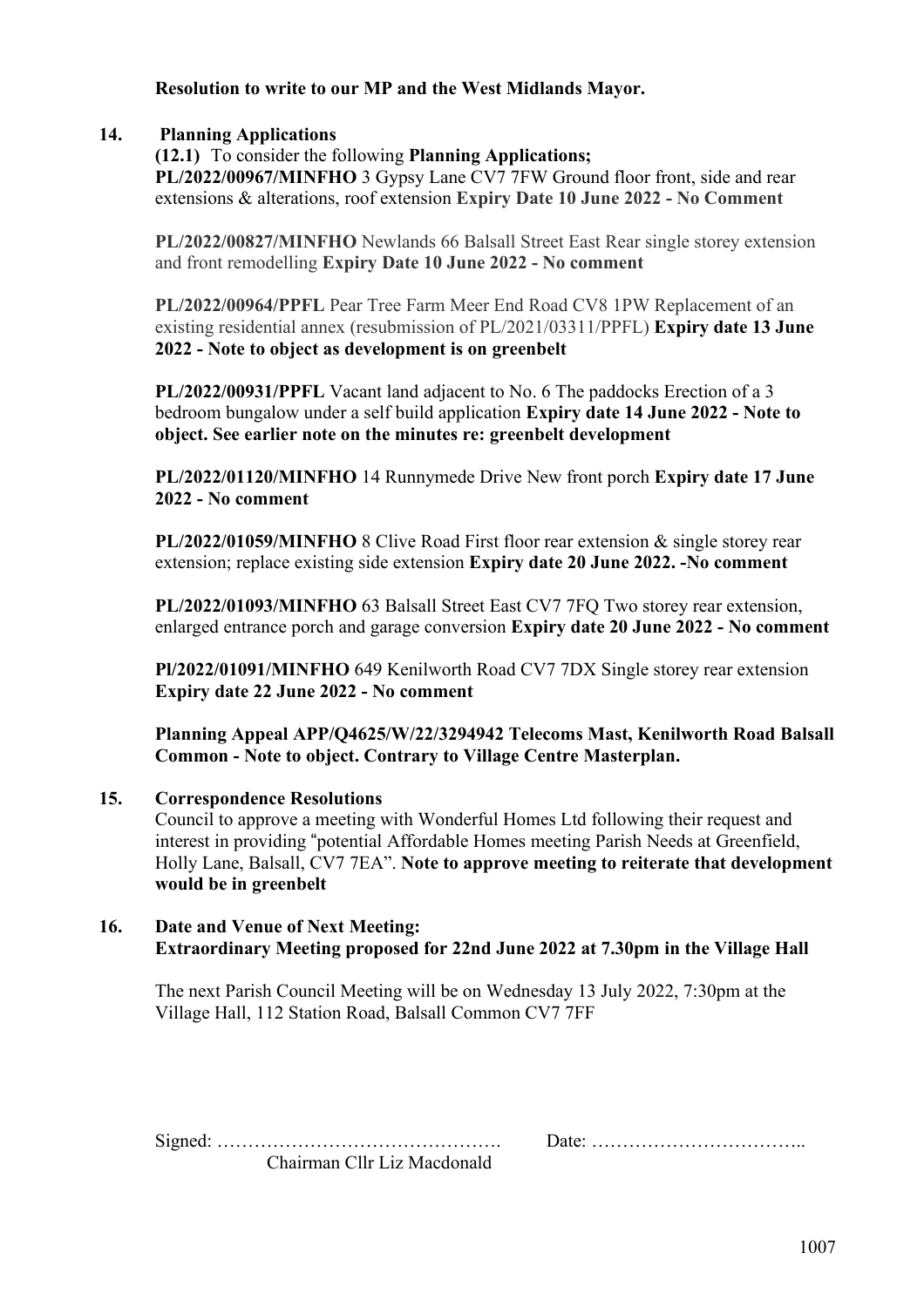**Resolution to write to our MP and the West Midlands Mayor.**

**14. Planning Applications**

**(12.1)** To consider the following **Planning Applications;**

**PL/2022/00967/MINFHO** 3 Gypsy Lane CV7 7FW Ground floor front, side and rear extensions & alterations, roof extension **Expiry Date 10 June 2022 - No Comment**

**PL/2022/00827/MINFHO** Newlands 66 Balsall Street East Rear single storey extension and front remodelling **Expiry Date 10 June 2022 - No comment**

**PL/2022/00964/PPFL** Pear Tree Farm Meer End Road CV8 1PW Replacement of an existing residential annex (resubmission of PL/2021/03311/PPFL) **Expiry date 13 June 2022 - Note to object as development is on greenbelt**

**PL/2022/00931/PPFL** Vacant land adjacent to No. 6 The paddocks Erection of a 3 bedroom bungalow under a self build application **Expiry date 14 June 2022 - Note to object. See earlier note on the minutes re: greenbelt development**

**PL/2022/01120/MINFHO** 14 Runnymede Drive New front porch **Expiry date 17 June 2022 - No comment**

**PL/2022/01059/MINFHO** 8 Clive Road First floor rear extension & single storey rear extension; replace existing side extension **Expiry date 20 June 2022. -No comment**

**PL/2022/01093/MINFHO** 63 Balsall Street East CV7 7FQ Two storey rear extension, enlarged entrance porch and garage conversion **Expiry date 20 June 2022 - No comment**

**Pl/2022/01091/MINFHO** 649 Kenilworth Road CV7 7DX Single storey rear extension **Expiry date 22 June 2022 - No comment**

**Planning Appeal APP/Q4625/W/22/3294942 Telecoms Mast, Kenilworth Road Balsall Common - Note to object. Contrary to Village Centre Masterplan.**

**15. Correspondence Resolutions**

Council to approve a meeting with Wonderful Homes Ltd following their request and interest in providing "potential Affordable Homes meeting Parish Needs at Greenfield, Holly Lane, Balsall, CV7 7EA". **Note to approve meeting to reiterate that development would be in greenbelt**

**16. Date and Venue of Next Meeting:**
**Extraordinary Meeting proposed for 22nd June 2022 at 7.30pm in the Village Hall**

The next Parish Council Meeting will be on Wednesday 13 July 2022, 7:30pm at the Village Hall, 112 Station Road, Balsall Common CV7 7FF

Signed: ………………………………………. Date: ……………………………..

Chairman Cllr Liz Macdonald